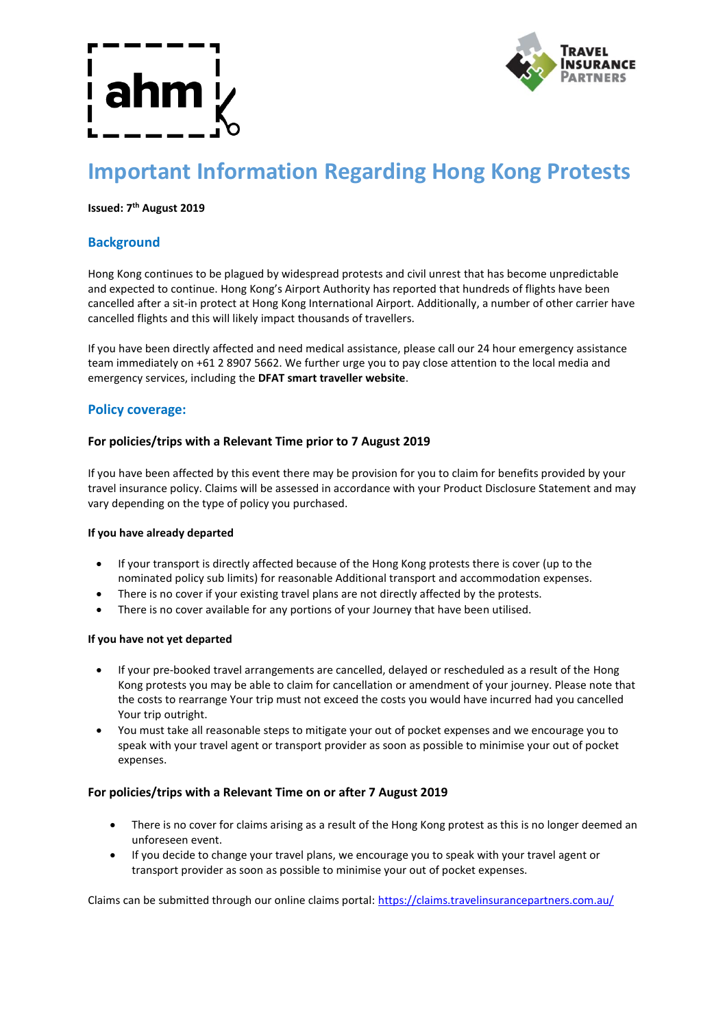# Important Information Regarding Hong Kong Protests

**Issued: 7th August 2019**

## Background

Hong Kong continues to be plagued by widespread protests and civil unrest that has become unpredictable and expected to continue. Hong Kong's Airport Authority has reported that hundreds of flights have been cancelled after a sit-in protect at Hong Kong International Airport. Additionally, a number of other carrier have cancelled flights and this will likely impact thousands of travellers.

If you have been directly affected and need medical assistance, please call our 24 hour emergency assistance team immediately on +61 2 8907 5662. We further urge you to pay close attention to the local media and emergency services, including the **DFAT smart traveller website**.

## Policy coverage:

### For policies/trips with a Relevant Time prior to 7 August 2019

If you have been affected by this event there may be provision for you to claim for benefits provided by your travel insurance policy. Claims will be assessed in accordance with your Product Disclosure Statement and may vary depending on the type of policy you purchased.

**If you have already departed**

- If your transport is directly affected because of the Hong Kong protests there is cover (up to the nominated policy sub limits) for reasonable Additional transport and accommodation expenses.
- There is no cover if your existing travel plans are not directly affected by the protests.
- There is no cover available for any portions of your Journey that have been utilised.

**If you have not yet departed**

- If your pre-booked travel arrangements are cancelled, delayed or rescheduled as a result of the Hong Kong protests you may be able to claim for cancellation or amendment of your journey. Please note that the costs to rearrange Your trip must not exceed the costs you would have incurred had you cancelled Your trip outright.
- You must take all reasonable steps to mitigate your out of pocket expenses and we encourage you to speak with your travel agent or transport provider as soon as possible to minimise your out of pocket expenses.

### For policies/trips with a Relevant Time on or after 7 August 2019

- There is no cover for claims arising as a result of the Hong Kong protest as this is no longer deemed an unforeseen event.
- If you decide to change your travel plans, we encourage you to speak with your travel agent or transport provider as soon as possible to minimise your out of pocket expenses.

Claims can be submitted through our online claims portal: https://claims.travelinsurancepartners.com.au/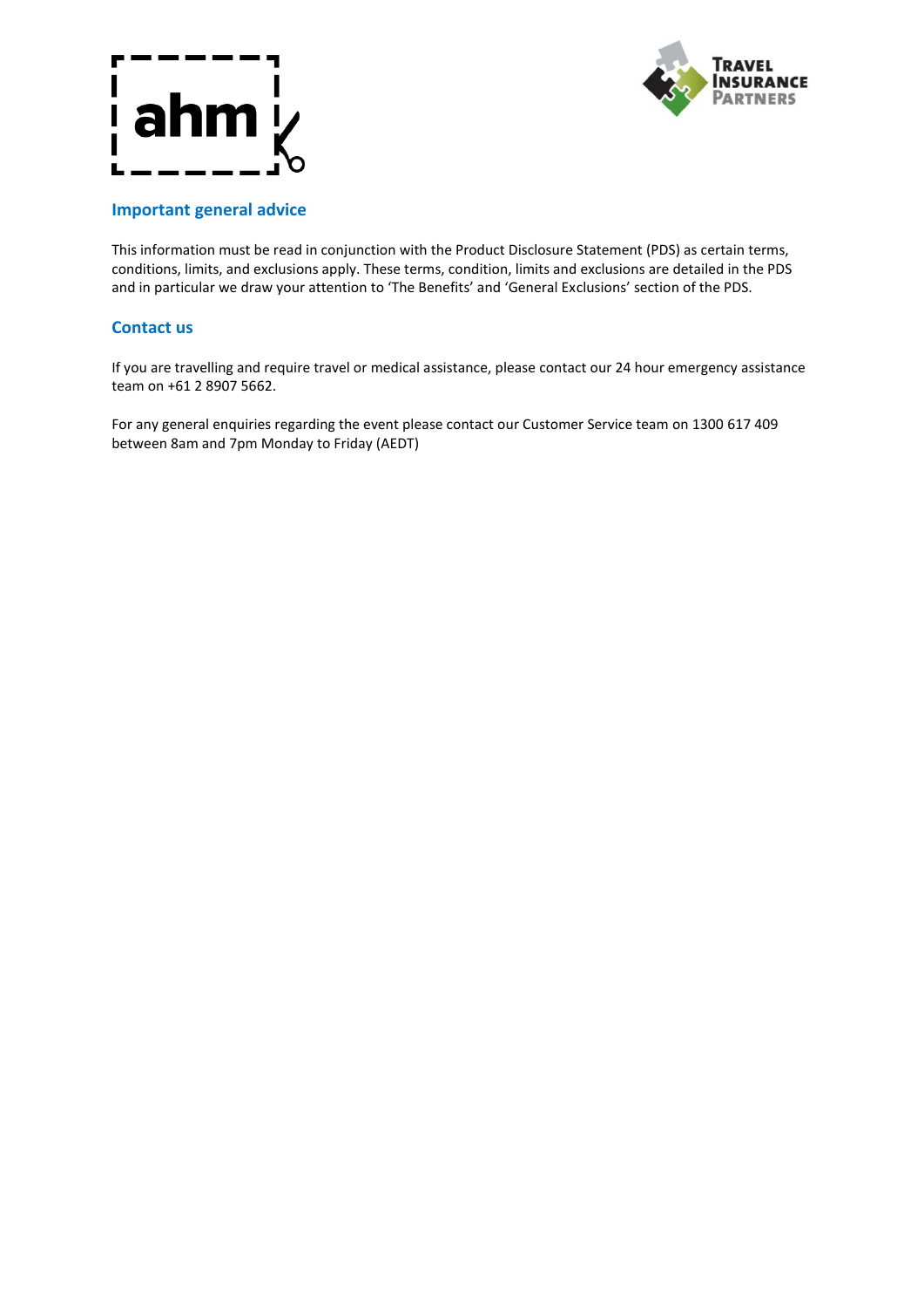## Important general advice

This information must be read in conjunction with the Product Disclosure Statement (PDS) as certain terms, conditions, limits, and exclusions apply. These terms, condition, limits and exclusions are detailed in the PDS and in particular we draw your attention to 'The Benefits' and 'General Exclusions' section of the PDS.

## Contact us

If you are travelling and require travel or medical assistance, please contact our 24 hour emergency assistance team on +61 2 8907 5662.

For any general enquiries regarding the event please contact our Customer Service team on 1300 617 409 between 8am and 7pm Monday to Friday (AEDT)